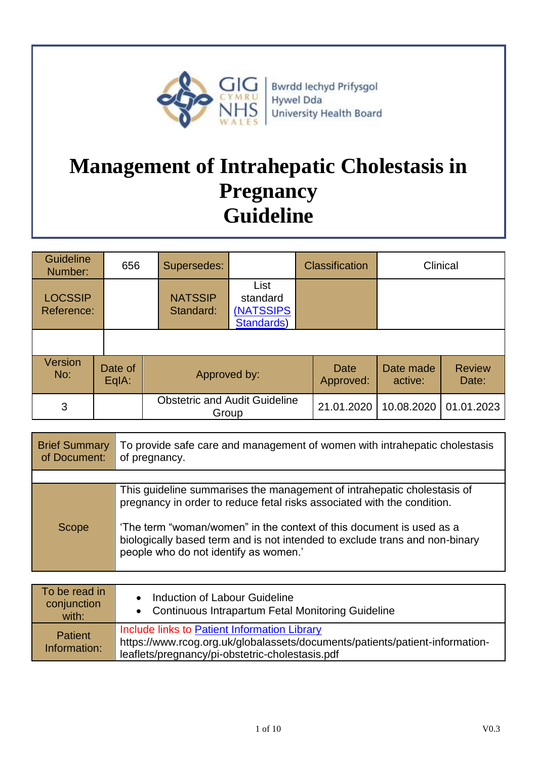GIG CYMRU NHS WALES | Bwrdd Iechyd Prifysgol Hywel Dda University Health Board

# Management of Intrahepatic Cholestasis in Pregnancy Guideline

| Guideline Number: | 656 | Supersedes: | | Classification | Clinical |
|---|---|---|---|---|---|
| LOCSSIP Reference: | | NATSSIP Standard: | List standard (NATSSIPS Standards) | | |
| | | | | | |

| Version No: | Date of EqIA: | Approved by: | Date Approved: | Date made active: | Review Date: |
|---|---|---|---|---|---|
| 3 | | Obstetric and Audit Guideline Group | 21.01.2020 | 10.08.2020 | 01.01.2023 |

| Brief Summary of Document: | To provide safe care and management of women with intrahepatic cholestasis of pregnancy. |
|---|---|
| | |
| Scope | This guideline summarises the management of intrahepatic cholestasis of pregnancy in order to reduce fetal risks associated with the condition. <br><br> 'The term "woman/women" in the context of this document is used as a biologically based term and is not intended to exclude trans and non-binary people who do not identify as women.' |

| To be read in conjunction with: | • Induction of Labour Guideline <br> • Continuous Intrapartum Fetal Monitoring Guideline |
|---|---|
| Patient Information: | Include links to Patient Information Library <br> https://www.rcog.org.uk/globalassets/documents/patients/patient-information-leaflets/pregnancy/pi-obstetric-cholestasis.pdf |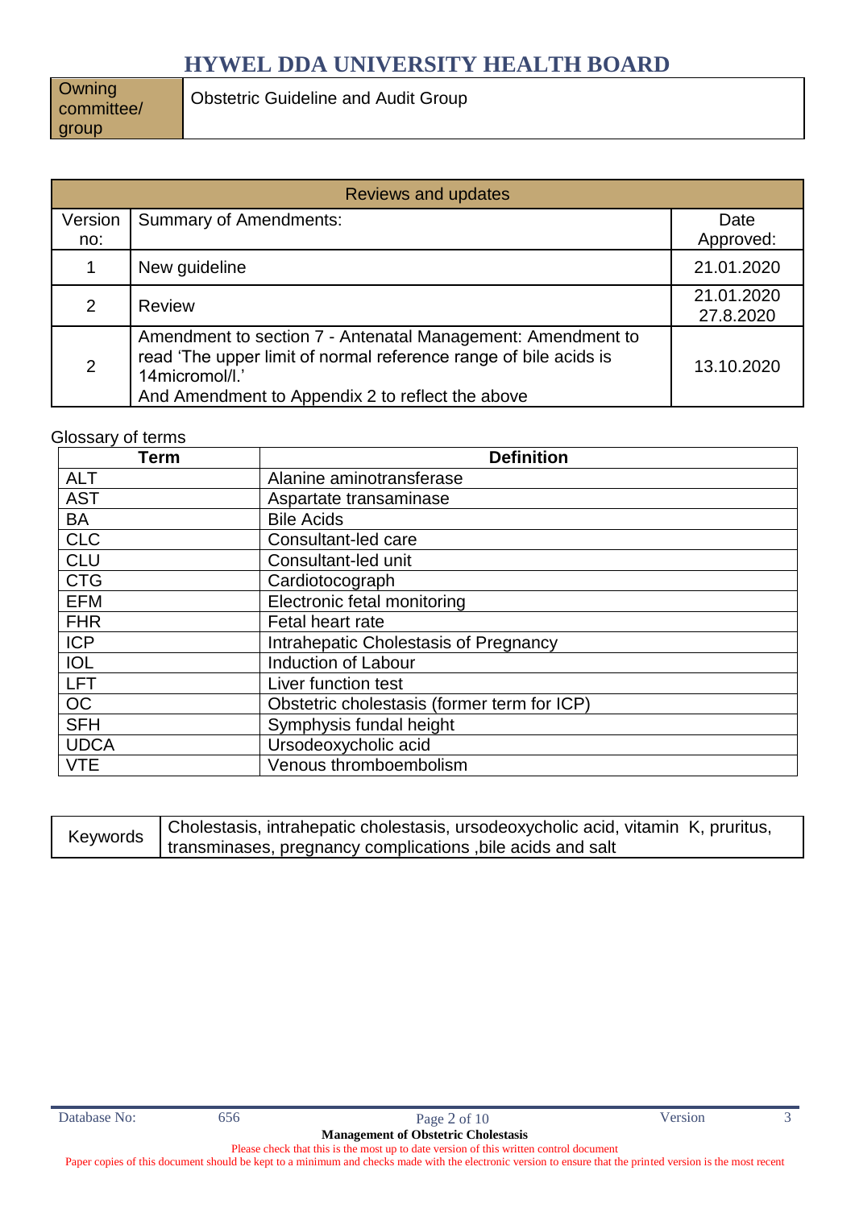# HYWEL DDA UNIVERSITY HEALTH BOARD

| Owning committee/ group | Obstetric Guideline and Audit Group |
|---|---|

| Reviews and updates | | |
|---|---|---|
| Version no: | Summary of Amendments: | Date Approved: |
| 1 | New guideline | 21.01.2020 |
| 2 | Review | 21.01.2020 27.8.2020 |
| 2 | Amendment to section 7 - Antenatal Management: Amendment to read 'The upper limit of normal reference range of bile acids is 14micromol/l.' And Amendment to Appendix 2 to reflect the above | 13.10.2020 |

Glossary of terms

| Term | Definition |
|---|---|
| ALT | Alanine aminotransferase |
| AST | Aspartate transaminase |
| BA | Bile Acids |
| CLC | Consultant-led care |
| CLU | Consultant-led unit |
| CTG | Cardiotocograph |
| EFM | Electronic fetal monitoring |
| FHR | Fetal heart rate |
| ICP | Intrahepatic Cholestasis of Pregnancy |
| IOL | Induction of Labour |
| LFT | Liver function test |
| OC | Obstetric cholestasis (former term for ICP) |
| SFH | Symphysis fundal height |
| UDCA | Ursodeoxycholic acid |
| VTE | Venous thromboembolism |

| Keywords | Cholestasis, intrahepatic cholestasis, ursodeoxycholic acid, vitamin K, pruritus, transminases, pregnancy complications ,bile acids and salt |
|---|---|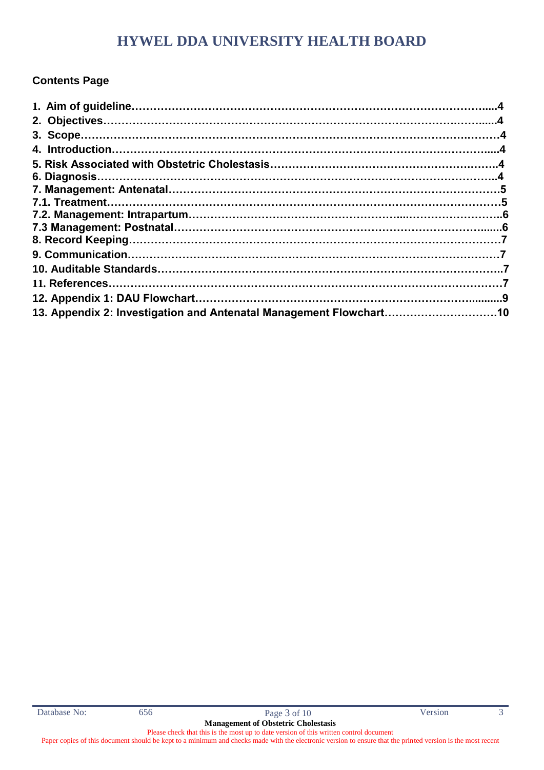# HYWEL DDA UNIVERSITY HEALTH BOARD

**Contents Page**

**1. Aim of guideline……………………………………………………………………………………...4**
**2. Objectives………………………………………………………………………………….……....4**
**3. Scope……………………………………………………………………………………….……4**
**4. Introduction……………………………………………………………………………………....4**
**5. Risk Associated with Obstetric Cholestasis…………………………………………………….……4**
**6. Diagnosis……………………………………………………………………………………….4**
**7. Management: Antenatal…………………………………………………………………………5**
**7.1. Treatment……………………………………………………………………………………5**
**7.2. Management: Intrapartum…………………………………………………....………………..6**
**7.3 Management: Postnatal……………………………………………………………………......6**
**8. Record Keeping………………………………………………………………………………7**
**9. Communication………………………………………………………………………………7**
**10. Auditable Standards……………………………………………………………………………..7**
**11. References……………………………………………………………………………………7**
**12. Appendix 1: DAU Flowchart…………………………………………………………….........9**
**13. Appendix 2: Investigation and Antenatal Management Flowchart…………………………10**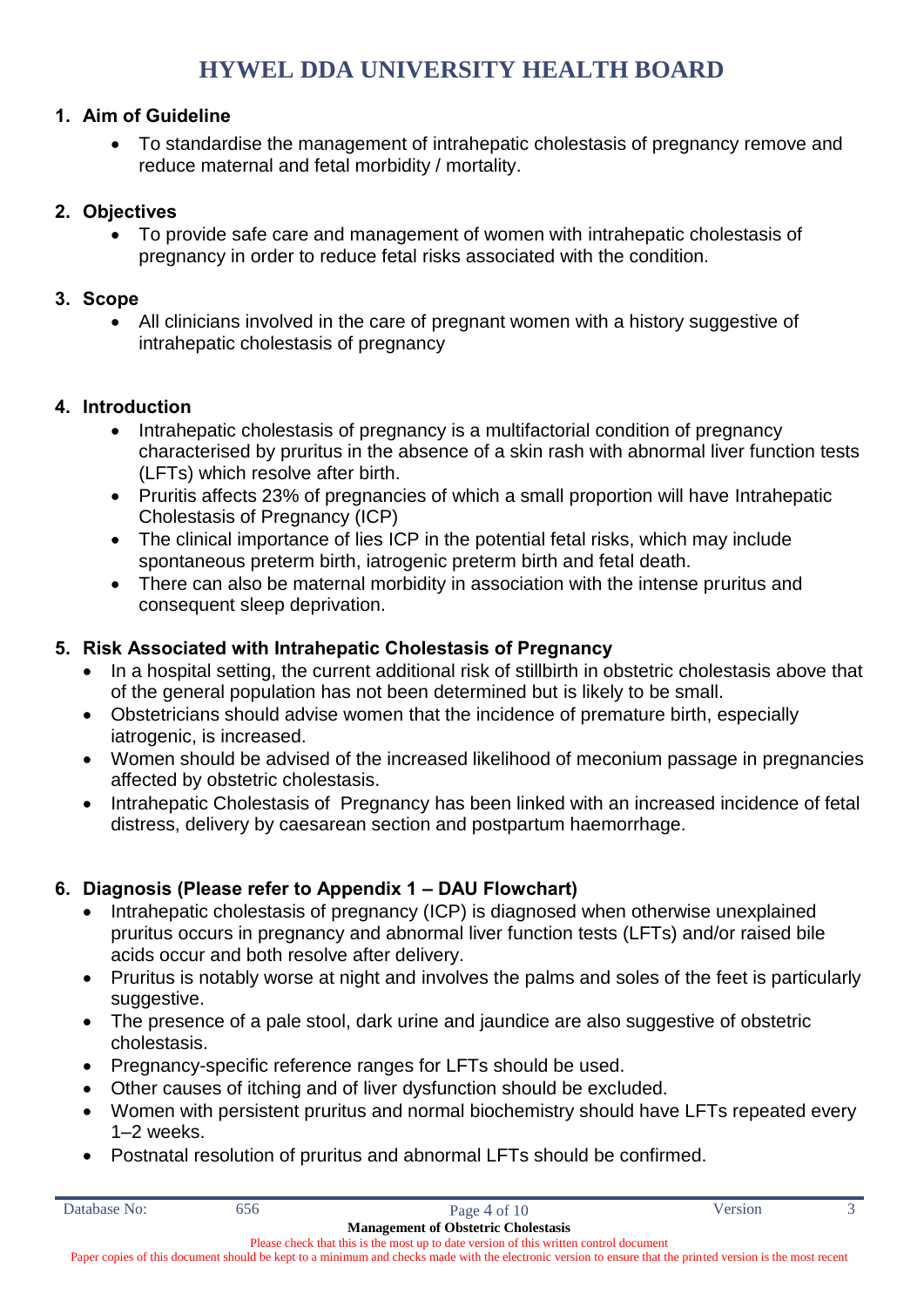# HYWEL DDA UNIVERSITY HEALTH BOARD

## 1. Aim of Guideline

- To standardise the management of intrahepatic cholestasis of pregnancy remove and reduce maternal and fetal morbidity / mortality.

## 2. Objectives

- To provide safe care and management of women with intrahepatic cholestasis of pregnancy in order to reduce fetal risks associated with the condition.

## 3. Scope

- All clinicians involved in the care of pregnant women with a history suggestive of intrahepatic cholestasis of pregnancy

## 4. Introduction

- Intrahepatic cholestasis of pregnancy is a multifactorial condition of pregnancy characterised by pruritus in the absence of a skin rash with abnormal liver function tests (LFTs) which resolve after birth.
- Pruritis affects 23% of pregnancies of which a small proportion will have Intrahepatic Cholestasis of Pregnancy (ICP)
- The clinical importance of lies ICP in the potential fetal risks, which may include spontaneous preterm birth, iatrogenic preterm birth and fetal death.
- There can also be maternal morbidity in association with the intense pruritus and consequent sleep deprivation.

## 5. Risk Associated with Intrahepatic Cholestasis of Pregnancy

- In a hospital setting, the current additional risk of stillbirth in obstetric cholestasis above that of the general population has not been determined but is likely to be small.
- Obstetricians should advise women that the incidence of premature birth, especially iatrogenic, is increased.
- Women should be advised of the increased likelihood of meconium passage in pregnancies affected by obstetric cholestasis.
- Intrahepatic Cholestasis of Pregnancy has been linked with an increased incidence of fetal distress, delivery by caesarean section and postpartum haemorrhage.

## 6. Diagnosis (Please refer to Appendix 1 – DAU Flowchart)

- Intrahepatic cholestasis of pregnancy (ICP) is diagnosed when otherwise unexplained pruritus occurs in pregnancy and abnormal liver function tests (LFTs) and/or raised bile acids occur and both resolve after delivery.
- Pruritus is notably worse at night and involves the palms and soles of the feet is particularly suggestive.
- The presence of a pale stool, dark urine and jaundice are also suggestive of obstetric cholestasis.
- Pregnancy-specific reference ranges for LFTs should be used.
- Other causes of itching and of liver dysfunction should be excluded.
- Women with persistent pruritus and normal biochemistry should have LFTs repeated every 1–2 weeks.
- Postnatal resolution of pruritus and abnormal LFTs should be confirmed.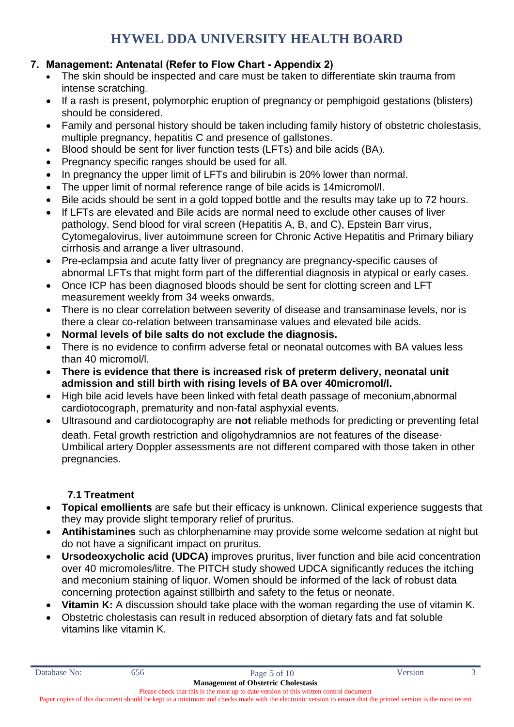## 7. Management: Antenatal (Refer to Flow Chart - Appendix 2)

- The skin should be inspected and care must be taken to differentiate skin trauma from intense scratching.
- If a rash is present, polymorphic eruption of pregnancy or pemphigoid gestations (blisters) should be considered.
- Family and personal history should be taken including family history of obstetric cholestasis, multiple pregnancy, hepatitis C and presence of gallstones.
- Blood should be sent for liver function tests (LFTs) and bile acids (BA).
- Pregnancy specific ranges should be used for all.
- In pregnancy the upper limit of LFTs and bilirubin is 20% lower than normal.
- The upper limit of normal reference range of bile acids is 14micromol/l.
- Bile acids should be sent in a gold topped bottle and the results may take up to 72 hours.
- If LFTs are elevated and Bile acids are normal need to exclude other causes of liver pathology. Send blood for viral screen (Hepatitis A, B, and C), Epstein Barr virus, Cytomegalovirus, liver autoimmune screen for Chronic Active Hepatitis and Primary biliary cirrhosis and arrange a liver ultrasound.
- Pre-eclampsia and acute fatty liver of pregnancy are pregnancy-specific causes of abnormal LFTs that might form part of the differential diagnosis in atypical or early cases.
- Once ICP has been diagnosed bloods should be sent for clotting screen and LFT measurement weekly from 34 weeks onwards,
- There is no clear correlation between severity of disease and transaminase levels, nor is there a clear co-relation between transaminase values and elevated bile acids.
- **Normal levels of bile salts do not exclude the diagnosis.**
- There is no evidence to confirm adverse fetal or neonatal outcomes with BA values less than 40 micromol/l.
- **There is evidence that there is increased risk of preterm delivery, neonatal unit admission and still birth with rising levels of BA over 40micromol/l.**
- High bile acid levels have been linked with fetal death passage of meconium,abnormal cardiotocograph, prematurity and non-fatal asphyxial events.
- Ultrasound and cardiotocography are **not** reliable methods for predicting or preventing fetal death. Fetal growth restriction and oligohydramnios are not features of the disease. Umbilical artery Doppler assessments are not different compared with those taken in other pregnancies.

### 7.1 Treatment

- **Topical emollients** are safe but their efficacy is unknown. Clinical experience suggests that they may provide slight temporary relief of pruritus.
- **Antihistamines** such as chlorphenamine may provide some welcome sedation at night but do not have a significant impact on pruritus.
- **Ursodeoxycholic acid (UDCA)** improves pruritus, liver function and bile acid concentration over 40 micromoles/litre. The PITCH study showed UDCA significantly reduces the itching and meconium staining of liquor. Women should be informed of the lack of robust data concerning protection against stillbirth and safety to the fetus or neonate.
- **Vitamin K:** A discussion should take place with the woman regarding the use of vitamin K.
- Obstetric cholestasis can result in reduced absorption of dietary fats and fat soluble vitamins like vitamin K.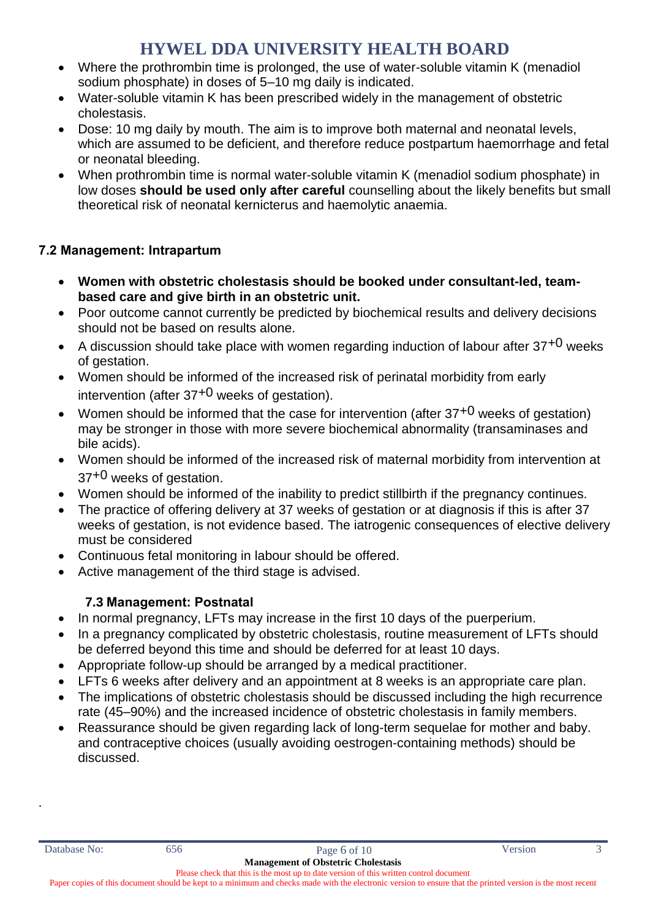- Where the prothrombin time is prolonged, the use of water-soluble vitamin K (menadiol sodium phosphate) in doses of 5–10 mg daily is indicated.
- Water-soluble vitamin K has been prescribed widely in the management of obstetric cholestasis.
- Dose: 10 mg daily by mouth. The aim is to improve both maternal and neonatal levels, which are assumed to be deficient, and therefore reduce postpartum haemorrhage and fetal or neonatal bleeding.
- When prothrombin time is normal water-soluble vitamin K (menadiol sodium phosphate) in low doses **should be used only after careful** counselling about the likely benefits but small theoretical risk of neonatal kernicterus and haemolytic anaemia.

### 7.2 Management: Intrapartum

- **Women with obstetric cholestasis should be booked under consultant-led, team-based care and give birth in an obstetric unit.**
- Poor outcome cannot currently be predicted by biochemical results and delivery decisions should not be based on results alone.
- A discussion should take place with women regarding induction of labour after $37^{+0}$ weeks of gestation.
- Women should be informed of the increased risk of perinatal morbidity from early intervention (after $37^{+0}$ weeks of gestation).
- Women should be informed that the case for intervention (after $37^{+0}$ weeks of gestation) may be stronger in those with more severe biochemical abnormality (transaminases and bile acids).
- Women should be informed of the increased risk of maternal morbidity from intervention at $37^{+0}$ weeks of gestation.
- Women should be informed of the inability to predict stillbirth if the pregnancy continues.
- The practice of offering delivery at 37 weeks of gestation or at diagnosis if this is after 37 weeks of gestation, is not evidence based. The iatrogenic consequences of elective delivery must be considered
- Continuous fetal monitoring in labour should be offered.
- Active management of the third stage is advised.

### 7.3 Management: Postnatal

- In normal pregnancy, LFTs may increase in the first 10 days of the puerperium.
- In a pregnancy complicated by obstetric cholestasis, routine measurement of LFTs should be deferred beyond this time and should be deferred for at least 10 days.
- Appropriate follow-up should be arranged by a medical practitioner.
- LFTs 6 weeks after delivery and an appointment at 8 weeks is an appropriate care plan.
- The implications of obstetric cholestasis should be discussed including the high recurrence rate (45–90%) and the increased incidence of obstetric cholestasis in family members.
- Reassurance should be given regarding lack of long-term sequelae for mother and baby. and contraceptive choices (usually avoiding oestrogen-containing methods) should be discussed.

.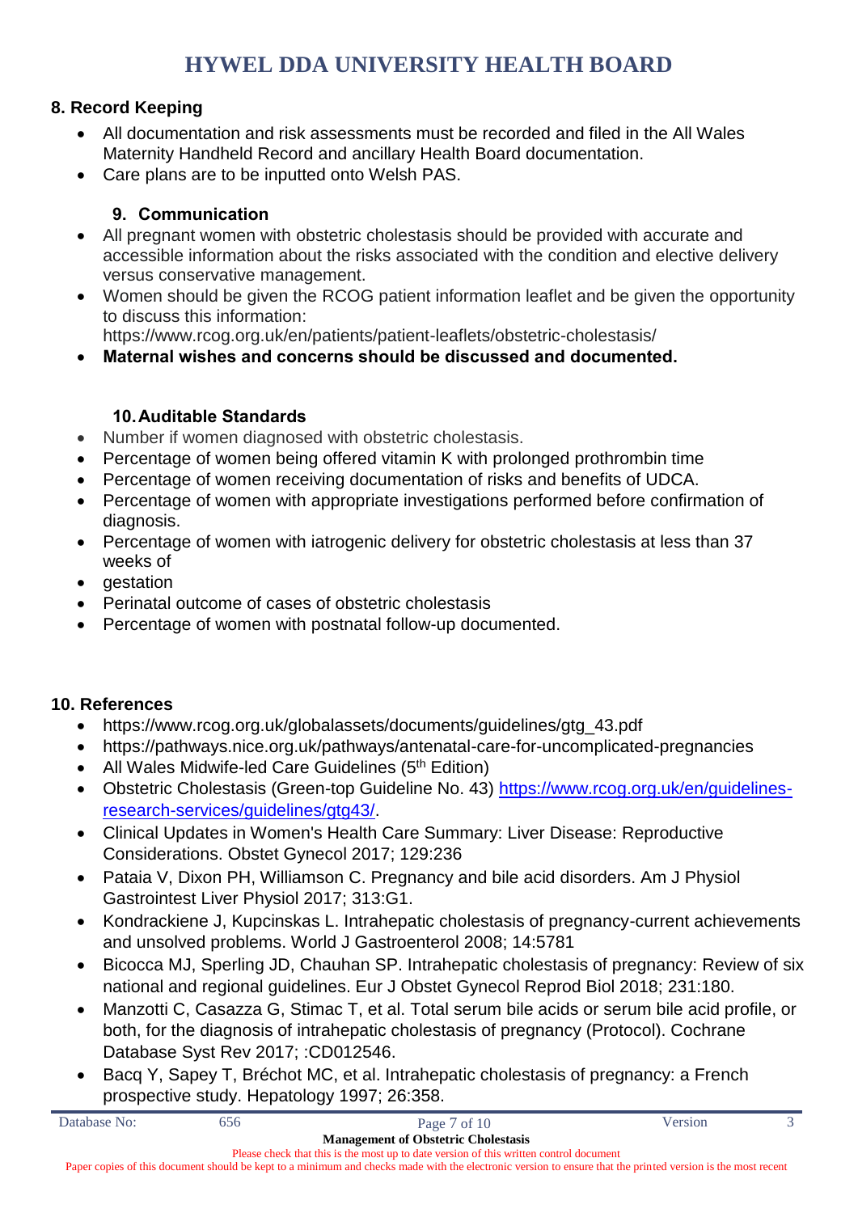## 8. Record Keeping

- All documentation and risk assessments must be recorded and filed in the All Wales Maternity Handheld Record and ancillary Health Board documentation.
- Care plans are to be inputted onto Welsh PAS.

## 9. Communication

- All pregnant women with obstetric cholestasis should be provided with accurate and accessible information about the risks associated with the condition and elective delivery versus conservative management.
- Women should be given the RCOG patient information leaflet and be given the opportunity to discuss this information:
  https://www.rcog.org.uk/en/patients/patient-leaflets/obstetric-cholestasis/
- **Maternal wishes and concerns should be discussed and documented.**

## 10. Auditable Standards

- Number if women diagnosed with obstetric cholestasis.
- Percentage of women being offered vitamin K with prolonged prothrombin time
- Percentage of women receiving documentation of risks and benefits of UDCA.
- Percentage of women with appropriate investigations performed before confirmation of diagnosis.
- Percentage of women with iatrogenic delivery for obstetric cholestasis at less than 37 weeks of
- gestation
- Perinatal outcome of cases of obstetric cholestasis
- Percentage of women with postnatal follow-up documented.

## 10. References

- https://www.rcog.org.uk/globalassets/documents/guidelines/gtg_43.pdf
- https://pathways.nice.org.uk/pathways/antenatal-care-for-uncomplicated-pregnancies
- All Wales Midwife-led Care Guidelines (5th Edition)
- Obstetric Cholestasis (Green-top Guideline No. 43) [https://www.rcog.org.uk/en/guidelines-research-services/guidelines/gtg43/](https://www.rcog.org.uk/en/guidelines-research-services/guidelines/gtg43/).
- Clinical Updates in Women's Health Care Summary: Liver Disease: Reproductive Considerations. Obstet Gynecol 2017; 129:236
- Pataia V, Dixon PH, Williamson C. Pregnancy and bile acid disorders. Am J Physiol Gastrointest Liver Physiol 2017; 313:G1.
- Kondrackiene J, Kupcinskas L. Intrahepatic cholestasis of pregnancy-current achievements and unsolved problems. World J Gastroenterol 2008; 14:5781
- Bicocca MJ, Sperling JD, Chauhan SP. Intrahepatic cholestasis of pregnancy: Review of six national and regional guidelines. Eur J Obstet Gynecol Reprod Biol 2018; 231:180.
- Manzotti C, Casazza G, Stimac T, et al. Total serum bile acids or serum bile acid profile, or both, for the diagnosis of intrahepatic cholestasis of pregnancy (Protocol). Cochrane Database Syst Rev 2017; :CD012546.
- Bacq Y, Sapey T, Bréchot MC, et al. Intrahepatic cholestasis of pregnancy: a French prospective study. Hepatology 1997; 26:358.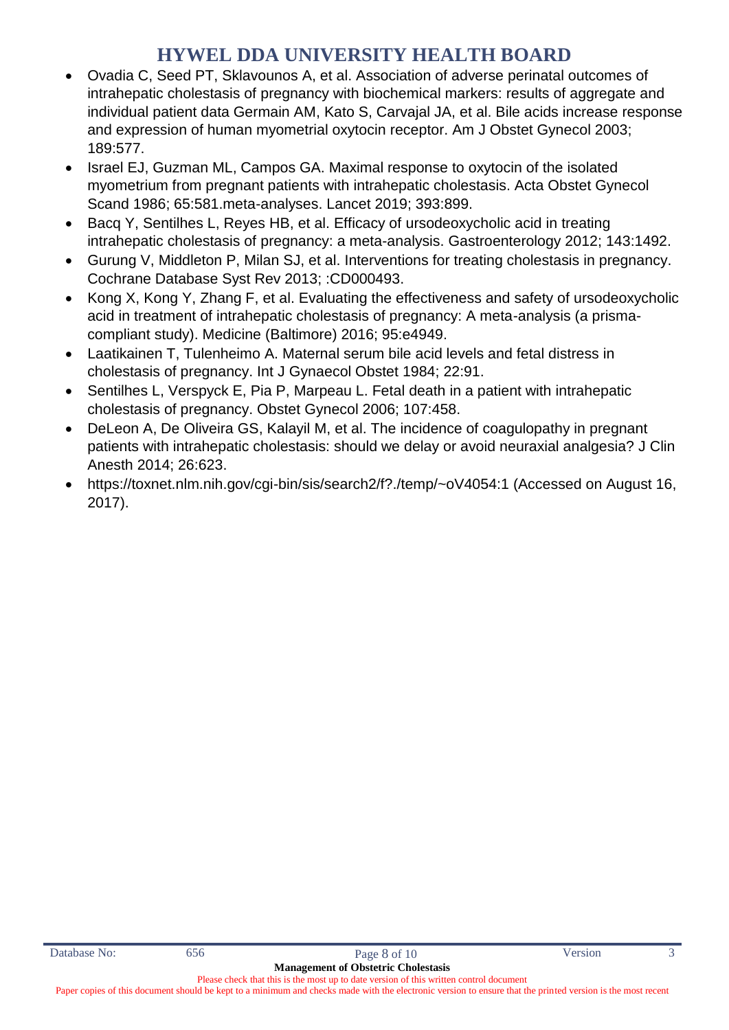- Ovadia C, Seed PT, Sklavounos A, et al. Association of adverse perinatal outcomes of intrahepatic cholestasis of pregnancy with biochemical markers: results of aggregate and individual patient data Germain AM, Kato S, Carvajal JA, et al. Bile acids increase response and expression of human myometrial oxytocin receptor. Am J Obstet Gynecol 2003; 189:577.
- Israel EJ, Guzman ML, Campos GA. Maximal response to oxytocin of the isolated myometrium from pregnant patients with intrahepatic cholestasis. Acta Obstet Gynecol Scand 1986; 65:581.meta-analyses. Lancet 2019; 393:899.
- Bacq Y, Sentilhes L, Reyes HB, et al. Efficacy of ursodeoxycholic acid in treating intrahepatic cholestasis of pregnancy: a meta-analysis. Gastroenterology 2012; 143:1492.
- Gurung V, Middleton P, Milan SJ, et al. Interventions for treating cholestasis in pregnancy. Cochrane Database Syst Rev 2013; :CD000493.
- Kong X, Kong Y, Zhang F, et al. Evaluating the effectiveness and safety of ursodeoxycholic acid in treatment of intrahepatic cholestasis of pregnancy: A meta-analysis (a prisma-compliant study). Medicine (Baltimore) 2016; 95:e4949.
- Laatikainen T, Tulenheimo A. Maternal serum bile acid levels and fetal distress in cholestasis of pregnancy. Int J Gynaecol Obstet 1984; 22:91.
- Sentilhes L, Verspyck E, Pia P, Marpeau L. Fetal death in a patient with intrahepatic cholestasis of pregnancy. Obstet Gynecol 2006; 107:458.
- DeLeon A, De Oliveira GS, Kalayil M, et al. The incidence of coagulopathy in pregnant patients with intrahepatic cholestasis: should we delay or avoid neuraxial analgesia? J Clin Anesth 2014; 26:623.
- https://toxnet.nlm.nih.gov/cgi-bin/sis/search2/f?./temp/~oV4054:1 (Accessed on August 16, 2017).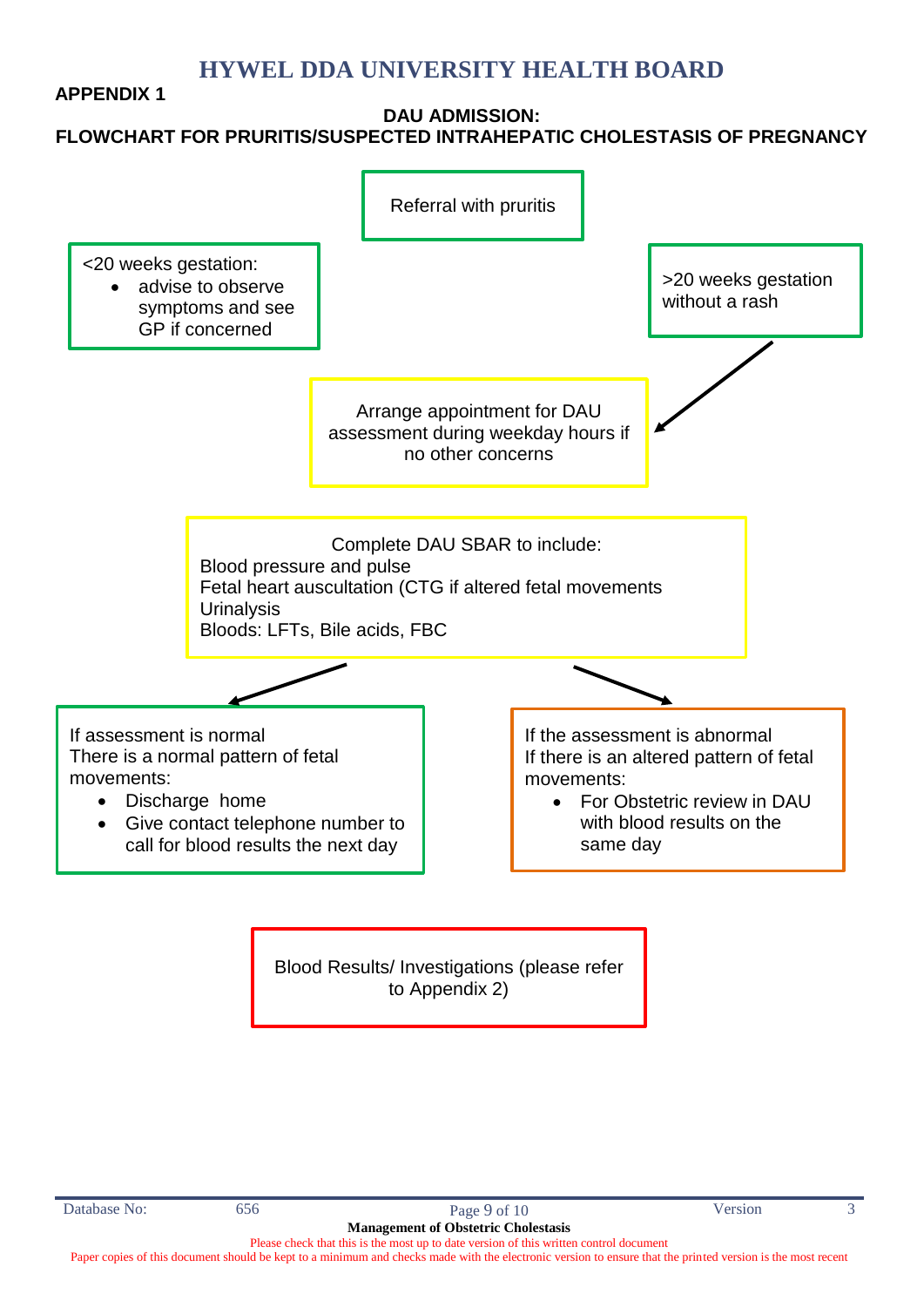# HYWEL DDA UNIVERSITY HEALTH BOARD

**APPENDIX 1**

**DAU ADMISSION:**
**FLOWCHART FOR PRURITIS/SUSPECTED INTRAHEPATIC CHOLESTASIS OF PREGNANCY**

Referral with pruritis

<20 weeks gestation:

- advise to observe symptoms and see GP if concerned

>20 weeks gestation without a rash

Arrange appointment for DAU assessment during weekday hours if no other concerns

Complete DAU SBAR to include:
Blood pressure and pulse
Fetal heart auscultation (CTG if altered fetal movements
Urinalysis
Bloods: LFTs, Bile acids, FBC

If assessment is normal
There is a normal pattern of fetal movements:

- Discharge home
- Give contact telephone number to call for blood results the next day

If the assessment is abnormal
If there is an altered pattern of fetal movements:

- For Obstetric review in DAU with blood results on the same day

Blood Results/ Investigations (please refer to Appendix 2)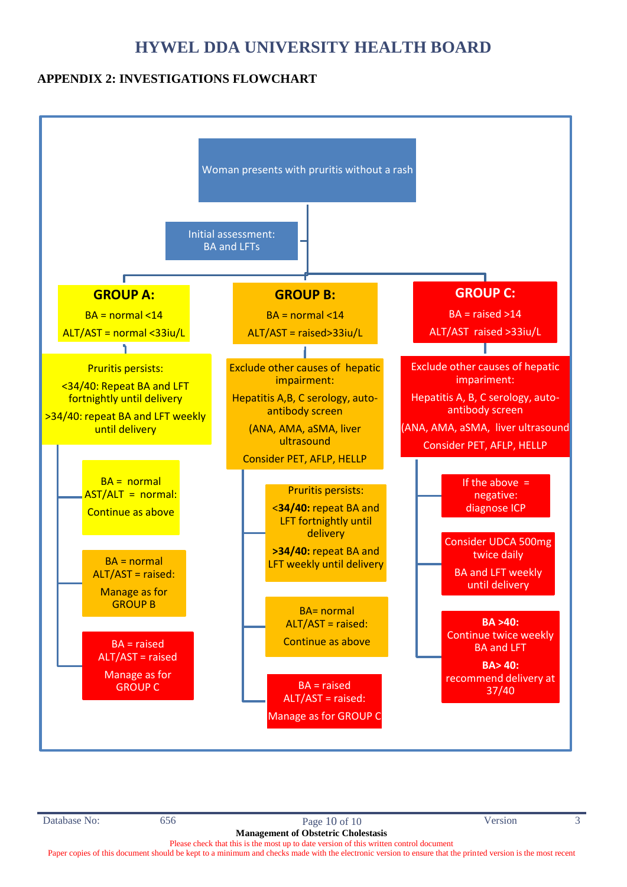# HYWEL DDA UNIVERSITY HEALTH BOARD

## APPENDIX 2: INVESTIGATIONS FLOWCHART

Woman presents with pruritis without a rash

Initial assessment: BA and LFTs

**GROUP A:**

BA = normal <14

ALT/AST = normal <33iu/L

Pruritis persists:

<34/40: Repeat BA and LFT fortnightly until delivery

>34/40: repeat BA and LFT weekly until delivery

- BA = normal AST/ALT = normal: Continue as above
- BA = normal ALT/AST = raised: Manage as for GROUP B
- BA = raised ALT/AST = raised Manage as for GROUP C

**GROUP B:**

BA = normal <14

ALT/AST = raised>33iu/L

Exclude other causes of hepatic impairment:

Hepatitis A,B, C serology, auto-antibody screen

(ANA, AMA, aSMA, liver ultrasound

Consider PET, AFLP, HELLP

- Pruritis persists: **<34/40:** repeat BA and LFT fortnightly until delivery **>34/40:** repeat BA and LFT weekly until delivery
- BA= normal ALT/AST = raised: Continue as above
- BA = raised ALT/AST = raised: Manage as for GROUP C

**GROUP C:**

BA = raised >14

ALT/AST raised >33iu/L

Exclude other causes of hepatic impariment:

Hepatitis A, B, C serology, auto-antibody screen

(ANA, AMA, aSMA, liver ultrasound

Consider PET, AFLP, HELLP

- If the above = negative: diagnose ICP
- Consider UDCA 500mg twice daily BA and LFT weekly until delivery
- **BA >40:** Continue twice weekly BA and LFT **BA> 40:** recommend delivery at 37/40